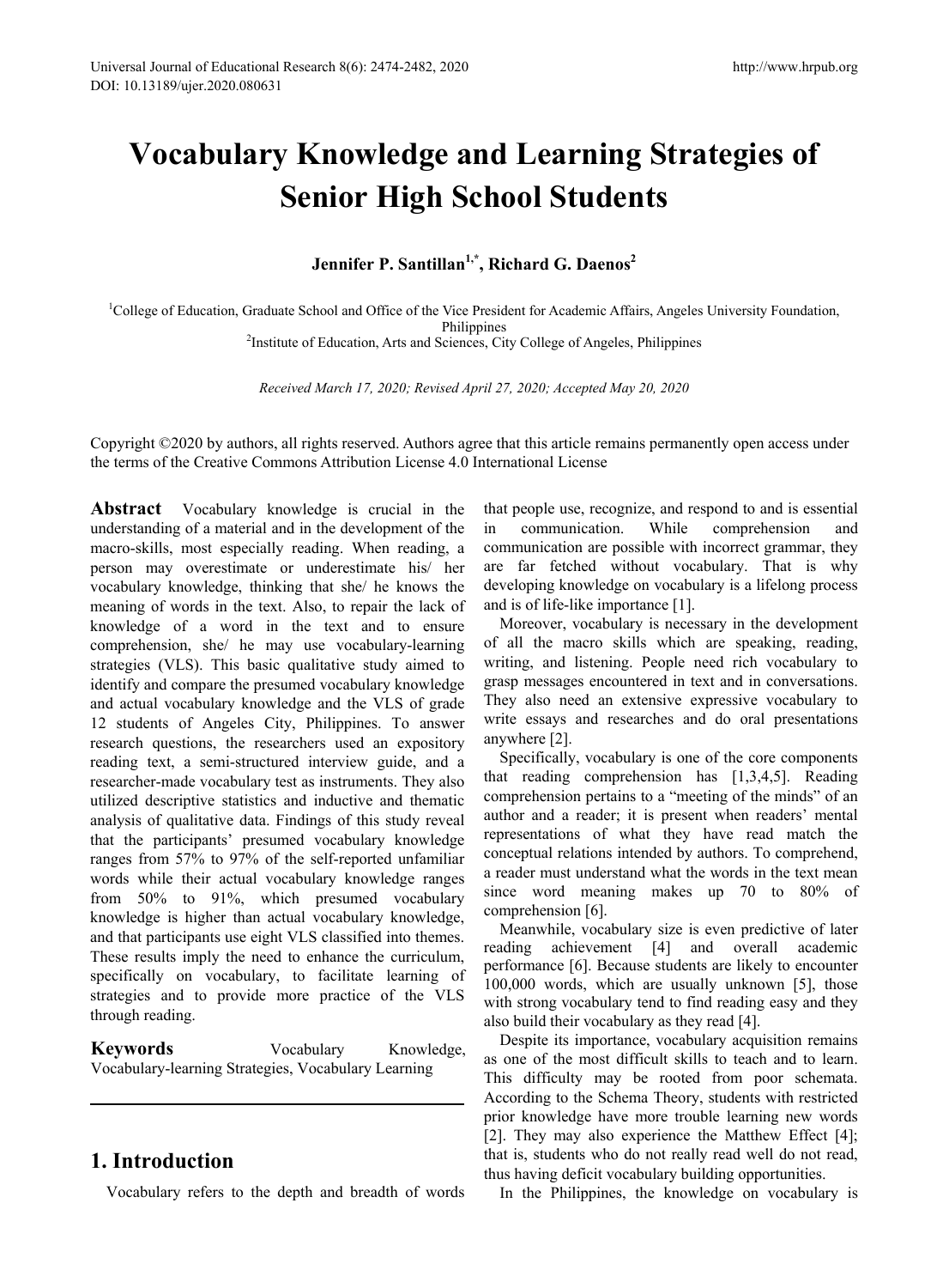# Vocabulary Knowledge and Learning Strategies of Senior High School Students

**Jennifer P. Santillan[1,*], Richard G. Daenos[2]**

[1]College of Education, Graduate School and Office of the Vice President for Academic Affairs, Angeles University Foundation, Philippines
[2]Institute of Education, Arts and Sciences, City College of Angeles, Philippines

*Received March 17, 2020; Revised April 27, 2020; Accepted May 20, 2020*

Copyright ©2020 by authors, all rights reserved. Authors agree that this article remains permanently open access under the terms of the Creative Commons Attribution License 4.0 International License

**Abstract** Vocabulary knowledge is crucial in the understanding of a material and in the development of the macro-skills, most especially reading. When reading, a person may overestimate or underestimate his/ her vocabulary knowledge, thinking that she/ he knows the meaning of words in the text. Also, to repair the lack of knowledge of a word in the text and to ensure comprehension, she/ he may use vocabulary-learning strategies (VLS). This basic qualitative study aimed to identify and compare the presumed vocabulary knowledge and actual vocabulary knowledge and the VLS of grade 12 students of Angeles City, Philippines. To answer research questions, the researchers used an expository reading text, a semi-structured interview guide, and a researcher-made vocabulary test as instruments. They also utilized descriptive statistics and inductive and thematic analysis of qualitative data. Findings of this study reveal that the participants' presumed vocabulary knowledge ranges from 57% to 97% of the self-reported unfamiliar words while their actual vocabulary knowledge ranges from 50% to 91%, which presumed vocabulary knowledge is higher than actual vocabulary knowledge, and that participants use eight VLS classified into themes. These results imply the need to enhance the curriculum, specifically on vocabulary, to facilitate learning of strategies and to provide more practice of the VLS through reading.

**Keywords** Vocabulary Knowledge, Vocabulary-learning Strategies, Vocabulary Learning

## 1. Introduction

Vocabulary refers to the depth and breadth of words that people use, recognize, and respond to and is essential in communication. While comprehension and communication are possible with incorrect grammar, they are far fetched without vocabulary. That is why developing knowledge on vocabulary is a lifelong process and is of life-like importance [1].

Moreover, vocabulary is necessary in the development of all the macro skills which are speaking, reading, writing, and listening. People need rich vocabulary to grasp messages encountered in text and in conversations. They also need an extensive expressive vocabulary to write essays and researches and do oral presentations anywhere [2].

Specifically, vocabulary is one of the core components that reading comprehension has [1,3,4,5]. Reading comprehension pertains to a "meeting of the minds" of an author and a reader; it is present when readers' mental representations of what they have read match the conceptual relations intended by authors. To comprehend, a reader must understand what the words in the text mean since word meaning makes up 70 to 80% of comprehension [6].

Meanwhile, vocabulary size is even predictive of later reading achievement [4] and overall academic performance [6]. Because students are likely to encounter 100,000 words, which are usually unknown [5], those with strong vocabulary tend to find reading easy and they also build their vocabulary as they read [4].

Despite its importance, vocabulary acquisition remains as one of the most difficult skills to teach and to learn. This difficulty may be rooted from poor schemata. According to the Schema Theory, students with restricted prior knowledge have more trouble learning new words [2]. They may also experience the Matthew Effect [4]; that is, students who do not really read well do not read, thus having deficit vocabulary building opportunities.

In the Philippines, the knowledge on vocabulary is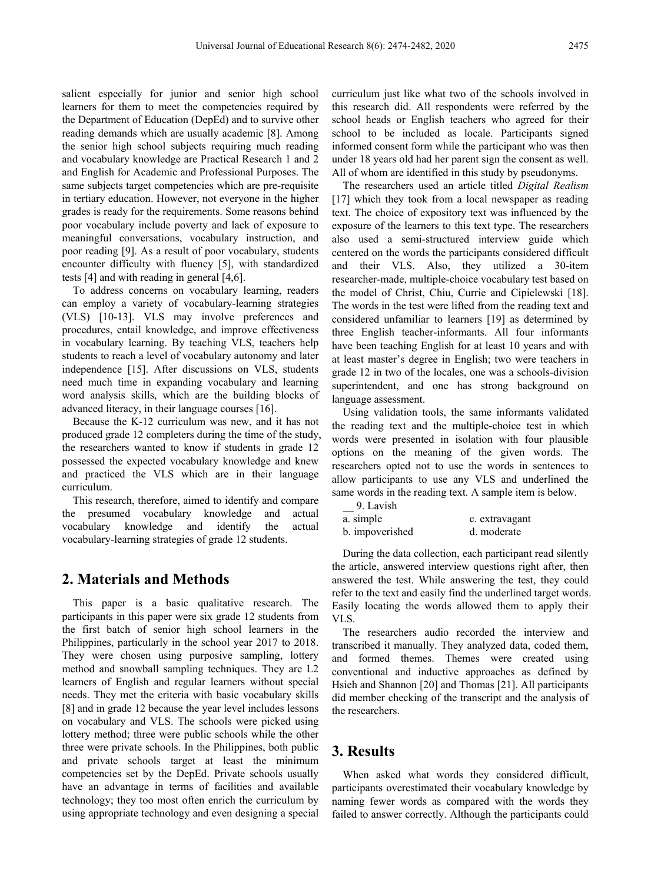salient especially for junior and senior high school learners for them to meet the competencies required by the Department of Education (DepEd) and to survive other reading demands which are usually academic [8]. Among the senior high school subjects requiring much reading and vocabulary knowledge are Practical Research 1 and 2 and English for Academic and Professional Purposes. The same subjects target competencies which are pre-requisite in tertiary education. However, not everyone in the higher grades is ready for the requirements. Some reasons behind poor vocabulary include poverty and lack of exposure to meaningful conversations, vocabulary instruction, and poor reading [9]. As a result of poor vocabulary, students encounter difficulty with fluency [5], with standardized tests [4] and with reading in general [4,6].

To address concerns on vocabulary learning, readers can employ a variety of vocabulary-learning strategies (VLS) [10-13]. VLS may involve preferences and procedures, entail knowledge, and improve effectiveness in vocabulary learning. By teaching VLS, teachers help students to reach a level of vocabulary autonomy and later independence [15]. After discussions on VLS, students need much time in expanding vocabulary and learning word analysis skills, which are the building blocks of advanced literacy, in their language courses [16].

Because the K-12 curriculum was new, and it has not produced grade 12 completers during the time of the study, the researchers wanted to know if students in grade 12 possessed the expected vocabulary knowledge and knew and practiced the VLS which are in their language curriculum.

This research, therefore, aimed to identify and compare the presumed vocabulary knowledge and actual vocabulary knowledge and identify the actual vocabulary-learning strategies of grade 12 students.

## 2. Materials and Methods

This paper is a basic qualitative research. The participants in this paper were six grade 12 students from the first batch of senior high school learners in the Philippines, particularly in the school year 2017 to 2018. They were chosen using purposive sampling, lottery method and snowball sampling techniques. They are L2 learners of English and regular learners without special needs. They met the criteria with basic vocabulary skills [8] and in grade 12 because the year level includes lessons on vocabulary and VLS. The schools were picked using lottery method; three were public schools while the other three were private schools. In the Philippines, both public and private schools target at least the minimum competencies set by the DepEd. Private schools usually have an advantage in terms of facilities and available technology; they too most often enrich the curriculum by using appropriate technology and even designing a special curriculum just like what two of the schools involved in this research did. All respondents were referred by the school heads or English teachers who agreed for their school to be included as locale. Participants signed informed consent form while the participant who was then under 18 years old had her parent sign the consent as well. All of whom are identified in this study by pseudonyms.

The researchers used an article titled *Digital Realism* [17] which they took from a local newspaper as reading text. The choice of expository text was influenced by the exposure of the learners to this text type. The researchers also used a semi-structured interview guide which centered on the words the participants considered difficult and their VLS. Also, they utilized a 30-item researcher-made, multiple-choice vocabulary test based on the model of Christ, Chiu, Currie and Cipielewski [18]. The words in the test were lifted from the reading text and considered unfamiliar to learners [19] as determined by three English teacher-informants. All four informants have been teaching English for at least 10 years and with at least master's degree in English; two were teachers in grade 12 in two of the locales, one was a schools-division superintendent, and one has strong background on language assessment.

Using validation tools, the same informants validated the reading text and the multiple-choice test in which words were presented in isolation with four plausible options on the meaning of the given words. The researchers opted not to use the words in sentences to allow participants to use any VLS and underlined the same words in the reading text. A sample item is below.

__ 9. Lavish

| a. simple | c. extravagant |
|---|---|
| b. impoverished | d. moderate |

During the data collection, each participant read silently the article, answered interview questions right after, then answered the test. While answering the test, they could refer to the text and easily find the underlined target words. Easily locating the words allowed them to apply their VLS.

The researchers audio recorded the interview and transcribed it manually. They analyzed data, coded them, and formed themes. Themes were created using conventional and inductive approaches as defined by Hsieh and Shannon [20] and Thomas [21]. All participants did member checking of the transcript and the analysis of the researchers.

## 3. Results

When asked what words they considered difficult, participants overestimated their vocabulary knowledge by naming fewer words as compared with the words they failed to answer correctly. Although the participants could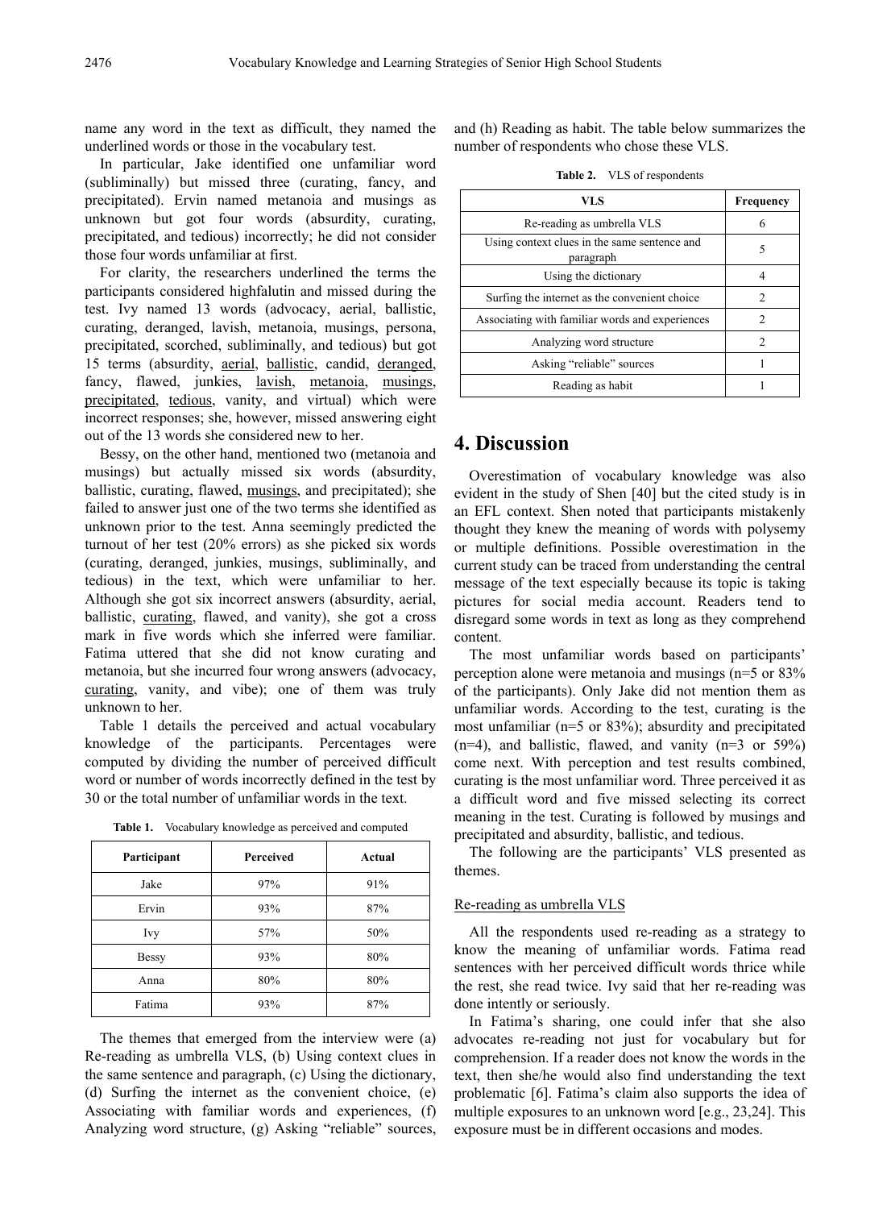name any word in the text as difficult, they named the underlined words or those in the vocabulary test.

In particular, Jake identified one unfamiliar word (subliminally) but missed three (curating, fancy, and precipitated). Ervin named metanoia and musings as unknown but got four words (absurdity, curating, precipitated, and tedious) incorrectly; he did not consider those four words unfamiliar at first.

For clarity, the researchers underlined the terms the participants considered highfalutin and missed during the test. Ivy named 13 words (advocacy, aerial, ballistic, curating, deranged, lavish, metanoia, musings, persona, precipitated, scorched, subliminally, and tedious) but got 15 terms (absurdity, <u>aerial</u>, <u>ballistic</u>, candid, <u>deranged</u>, fancy, flawed, junkies, <u>lavish</u>, <u>metanoia</u>, <u>musings</u>, <u>precipitated</u>, <u>tedious</u>, vanity, and virtual) which were incorrect responses; she, however, missed answering eight out of the 13 words she considered new to her.

Bessy, on the other hand, mentioned two (metanoia and musings) but actually missed six words (absurdity, ballistic, curating, flawed, <u>musings</u>, and precipitated); she failed to answer just one of the two terms she identified as unknown prior to the test. Anna seemingly predicted the turnout of her test (20% errors) as she picked six words (curating, deranged, junkies, musings, subliminally, and tedious) in the text, which were unfamiliar to her. Although she got six incorrect answers (absurdity, aerial, ballistic, <u>curating</u>, flawed, and vanity), she got a cross mark in five words which she inferred were familiar. Fatima uttered that she did not know curating and metanoia, but she incurred four wrong answers (advocacy, <u>curating</u>, vanity, and vibe); one of them was truly unknown to her.

Table 1 details the perceived and actual vocabulary knowledge of the participants. Percentages were computed by dividing the number of perceived difficult word or number of words incorrectly defined in the test by 30 or the total number of unfamiliar words in the text.

**Table 1.** Vocabulary knowledge as perceived and computed

| Participant | Perceived | Actual |
|---|---|---|
| Jake | 97% | 91% |
| Ervin | 93% | 87% |
| Ivy | 57% | 50% |
| Bessy | 93% | 80% |
| Anna | 80% | 80% |
| Fatima | 93% | 87% |

The themes that emerged from the interview were (a) Re-reading as umbrella VLS, (b) Using context clues in the same sentence and paragraph, (c) Using the dictionary, (d) Surfing the internet as the convenient choice, (e) Associating with familiar words and experiences, (f) Analyzing word structure, (g) Asking "reliable" sources, and (h) Reading as habit. The table below summarizes the number of respondents who chose these VLS.

**Table 2.** VLS of respondents

| VLS | Frequency |
|---|---|
| Re-reading as umbrella VLS | 6 |
| Using context clues in the same sentence and paragraph | 5 |
| Using the dictionary | 4 |
| Surfing the internet as the convenient choice | 2 |
| Associating with familiar words and experiences | 2 |
| Analyzing word structure | 2 |
| Asking "reliable" sources | 1 |
| Reading as habit | 1 |

## 4. Discussion

Overestimation of vocabulary knowledge was also evident in the study of Shen [40] but the cited study is in an EFL context. Shen noted that participants mistakenly thought they knew the meaning of words with polysemy or multiple definitions. Possible overestimation in the current study can be traced from understanding the central message of the text especially because its topic is taking pictures for social media account. Readers tend to disregard some words in text as long as they comprehend content.

The most unfamiliar words based on participants' perception alone were metanoia and musings (n=5 or 83% of the participants). Only Jake did not mention them as unfamiliar words. According to the test, curating is the most unfamiliar (n=5 or 83%); absurdity and precipitated (n=4), and ballistic, flawed, and vanity (n=3 or 59%) come next. With perception and test results combined, curating is the most unfamiliar word. Three perceived it as a difficult word and five missed selecting its correct meaning in the test. Curating is followed by musings and precipitated and absurdity, ballistic, and tedious.

The following are the participants' VLS presented as themes.

<u>Re-reading as umbrella VLS</u>

All the respondents used re-reading as a strategy to know the meaning of unfamiliar words. Fatima read sentences with her perceived difficult words thrice while the rest, she read twice. Ivy said that her re-reading was done intently or seriously.

In Fatima's sharing, one could infer that she also advocates re-reading not just for vocabulary but for comprehension. If a reader does not know the words in the text, then she/he would also find understanding the text problematic [6]. Fatima's claim also supports the idea of multiple exposures to an unknown word [e.g., 23,24]. This exposure must be in different occasions and modes.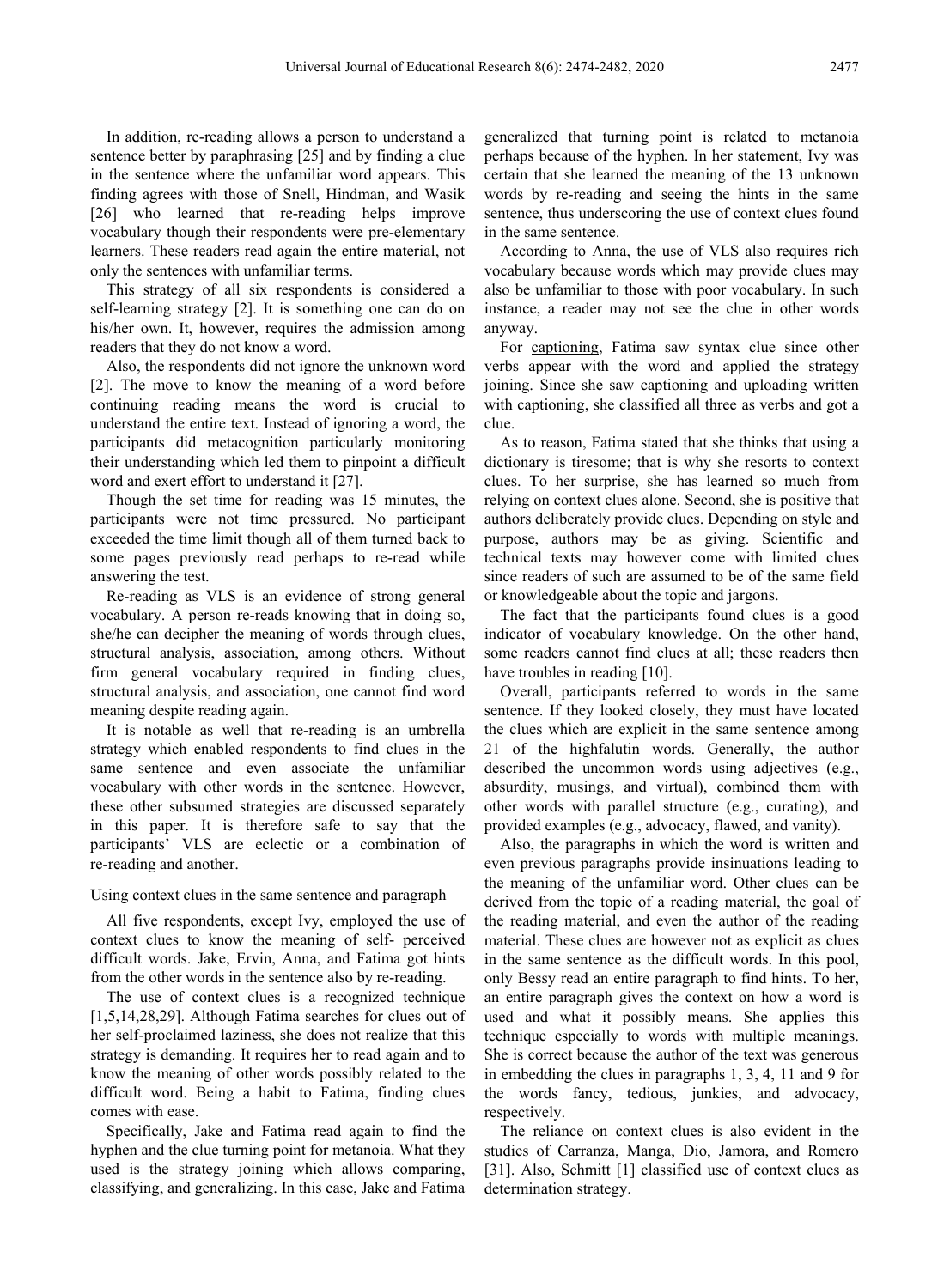In addition, re-reading allows a person to understand a sentence better by paraphrasing [25] and by finding a clue in the sentence where the unfamiliar word appears. This finding agrees with those of Snell, Hindman, and Wasik [26] who learned that re-reading helps improve vocabulary though their respondents were pre-elementary learners. These readers read again the entire material, not only the sentences with unfamiliar terms.

This strategy of all six respondents is considered a self-learning strategy [2]. It is something one can do on his/her own. It, however, requires the admission among readers that they do not know a word.

Also, the respondents did not ignore the unknown word [2]. The move to know the meaning of a word before continuing reading means the word is crucial to understand the entire text. Instead of ignoring a word, the participants did metacognition particularly monitoring their understanding which led them to pinpoint a difficult word and exert effort to understand it [27].

Though the set time for reading was 15 minutes, the participants were not time pressured. No participant exceeded the time limit though all of them turned back to some pages previously read perhaps to re-read while answering the test.

Re-reading as VLS is an evidence of strong general vocabulary. A person re-reads knowing that in doing so, she/he can decipher the meaning of words through clues, structural analysis, association, among others. Without firm general vocabulary required in finding clues, structural analysis, and association, one cannot find word meaning despite reading again.

It is notable as well that re-reading is an umbrella strategy which enabled respondents to find clues in the same sentence and even associate the unfamiliar vocabulary with other words in the sentence. However, these other subsumed strategies are discussed separately in this paper. It is therefore safe to say that the participants' VLS are eclectic or a combination of re-reading and another.

Using context clues in the same sentence and paragraph

All five respondents, except Ivy, employed the use of context clues to know the meaning of self- perceived difficult words. Jake, Ervin, Anna, and Fatima got hints from the other words in the sentence also by re-reading.

The use of context clues is a recognized technique [1,5,14,28,29]. Although Fatima searches for clues out of her self-proclaimed laziness, she does not realize that this strategy is demanding. It requires her to read again and to know the meaning of other words possibly related to the difficult word. Being a habit to Fatima, finding clues comes with ease.

Specifically, Jake and Fatima read again to find the hyphen and the clue turning point for metanoia. What they used is the strategy joining which allows comparing, classifying, and generalizing. In this case, Jake and Fatima generalized that turning point is related to metanoia perhaps because of the hyphen. In her statement, Ivy was certain that she learned the meaning of the 13 unknown words by re-reading and seeing the hints in the same sentence, thus underscoring the use of context clues found in the same sentence.

According to Anna, the use of VLS also requires rich vocabulary because words which may provide clues may also be unfamiliar to those with poor vocabulary. In such instance, a reader may not see the clue in other words anyway.

For captioning, Fatima saw syntax clue since other verbs appear with the word and applied the strategy joining. Since she saw captioning and uploading written with captioning, she classified all three as verbs and got a clue.

As to reason, Fatima stated that she thinks that using a dictionary is tiresome; that is why she resorts to context clues. To her surprise, she has learned so much from relying on context clues alone. Second, she is positive that authors deliberately provide clues. Depending on style and purpose, authors may be as giving. Scientific and technical texts may however come with limited clues since readers of such are assumed to be of the same field or knowledgeable about the topic and jargons.

The fact that the participants found clues is a good indicator of vocabulary knowledge. On the other hand, some readers cannot find clues at all; these readers then have troubles in reading [10].

Overall, participants referred to words in the same sentence. If they looked closely, they must have located the clues which are explicit in the same sentence among 21 of the highfalutin words. Generally, the author described the uncommon words using adjectives (e.g., absurdity, musings, and virtual), combined them with other words with parallel structure (e.g., curating), and provided examples (e.g., advocacy, flawed, and vanity).

Also, the paragraphs in which the word is written and even previous paragraphs provide insinuations leading to the meaning of the unfamiliar word. Other clues can be derived from the topic of a reading material, the goal of the reading material, and even the author of the reading material. These clues are however not as explicit as clues in the same sentence as the difficult words. In this pool, only Bessy read an entire paragraph to find hints. To her, an entire paragraph gives the context on how a word is used and what it possibly means. She applies this technique especially to words with multiple meanings. She is correct because the author of the text was generous in embedding the clues in paragraphs 1, 3, 4, 11 and 9 for the words fancy, tedious, junkies, and advocacy, respectively.

The reliance on context clues is also evident in the studies of Carranza, Manga, Dio, Jamora, and Romero [31]. Also, Schmitt [1] classified use of context clues as determination strategy.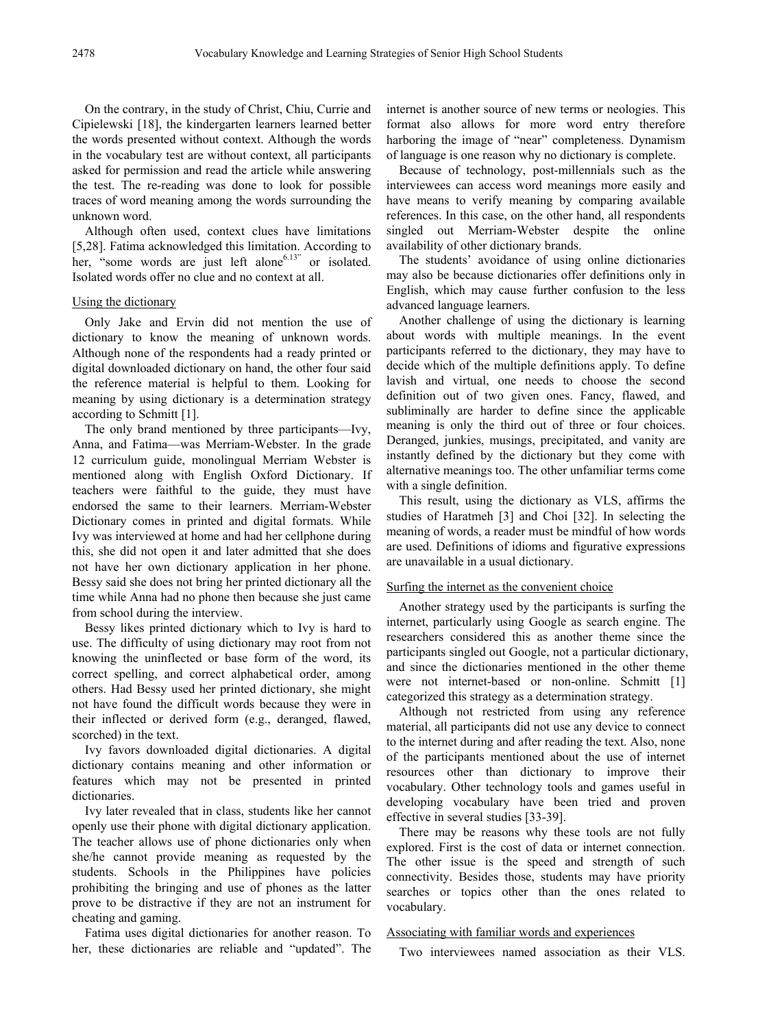On the contrary, in the study of Christ, Chiu, Currie and Cipielewski [18], the kindergarten learners learned better the words presented without context. Although the words in the vocabulary test are without context, all participants asked for permission and read the article while answering the test. The re-reading was done to look for possible traces of word meaning among the words surrounding the unknown word.

Although often used, context clues have limitations [5,28]. Fatima acknowledged this limitation. According to her, "some words are just left alone[6.13]" or isolated. Isolated words offer no clue and no context at all.

Using the dictionary

Only Jake and Ervin did not mention the use of dictionary to know the meaning of unknown words. Although none of the respondents had a ready printed or digital downloaded dictionary on hand, the other four said the reference material is helpful to them. Looking for meaning by using dictionary is a determination strategy according to Schmitt [1].

The only brand mentioned by three participants—Ivy, Anna, and Fatima—was Merriam-Webster. In the grade 12 curriculum guide, monolingual Merriam Webster is mentioned along with English Oxford Dictionary. If teachers were faithful to the guide, they must have endorsed the same to their learners. Merriam-Webster Dictionary comes in printed and digital formats. While Ivy was interviewed at home and had her cellphone during this, she did not open it and later admitted that she does not have her own dictionary application in her phone. Bessy said she does not bring her printed dictionary all the time while Anna had no phone then because she just came from school during the interview.

Bessy likes printed dictionary which to Ivy is hard to use. The difficulty of using dictionary may root from not knowing the uninflected or base form of the word, its correct spelling, and correct alphabetical order, among others. Had Bessy used her printed dictionary, she might not have found the difficult words because they were in their inflected or derived form (e.g., deranged, flawed, scorched) in the text.

Ivy favors downloaded digital dictionaries. A digital dictionary contains meaning and other information or features which may not be presented in printed dictionaries.

Ivy later revealed that in class, students like her cannot openly use their phone with digital dictionary application. The teacher allows use of phone dictionaries only when she/he cannot provide meaning as requested by the students. Schools in the Philippines have policies prohibiting the bringing and use of phones as the latter prove to be distractive if they are not an instrument for cheating and gaming.

Fatima uses digital dictionaries for another reason. To her, these dictionaries are reliable and "updated". The internet is another source of new terms or neologies. This format also allows for more word entry therefore harboring the image of "near" completeness. Dynamism of language is one reason why no dictionary is complete.

Because of technology, post-millennials such as the interviewees can access word meanings more easily and have means to verify meaning by comparing available references. In this case, on the other hand, all respondents singled out Merriam-Webster despite the online availability of other dictionary brands.

The students' avoidance of using online dictionaries may also be because dictionaries offer definitions only in English, which may cause further confusion to the less advanced language learners.

Another challenge of using the dictionary is learning about words with multiple meanings. In the event participants referred to the dictionary, they may have to decide which of the multiple definitions apply. To define lavish and virtual, one needs to choose the second definition out of two given ones. Fancy, flawed, and subliminally are harder to define since the applicable meaning is only the third out of three or four choices. Deranged, junkies, musings, precipitated, and vanity are instantly defined by the dictionary but they come with alternative meanings too. The other unfamiliar terms come with a single definition.

This result, using the dictionary as VLS, affirms the studies of Haratmeh [3] and Choi [32]. In selecting the meaning of words, a reader must be mindful of how words are used. Definitions of idioms and figurative expressions are unavailable in a usual dictionary.

Surfing the internet as the convenient choice

Another strategy used by the participants is surfing the internet, particularly using Google as search engine. The researchers considered this as another theme since the participants singled out Google, not a particular dictionary, and since the dictionaries mentioned in the other theme were not internet-based or non-online. Schmitt [1] categorized this strategy as a determination strategy.

Although not restricted from using any reference material, all participants did not use any device to connect to the internet during and after reading the text. Also, none of the participants mentioned about the use of internet resources other than dictionary to improve their vocabulary. Other technology tools and games useful in developing vocabulary have been tried and proven effective in several studies [33-39].

There may be reasons why these tools are not fully explored. First is the cost of data or internet connection. The other issue is the speed and strength of such connectivity. Besides those, students may have priority searches or topics other than the ones related to vocabulary.

Associating with familiar words and experiences

Two interviewees named association as their VLS.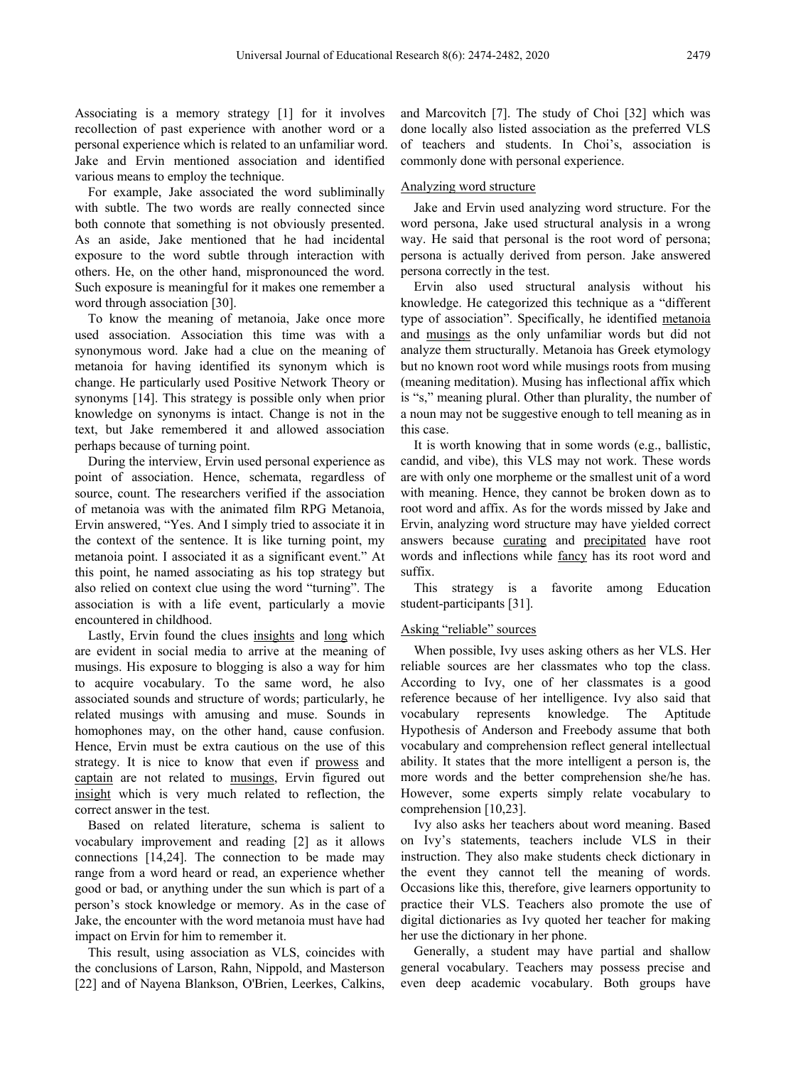Associating is a memory strategy [1] for it involves recollection of past experience with another word or a personal experience which is related to an unfamiliar word. Jake and Ervin mentioned association and identified various means to employ the technique.

For example, Jake associated the word subliminally with subtle. The two words are really connected since both connote that something is not obviously presented. As an aside, Jake mentioned that he had incidental exposure to the word subtle through interaction with others. He, on the other hand, mispronounced the word. Such exposure is meaningful for it makes one remember a word through association [30].

To know the meaning of metanoia, Jake once more used association. Association this time was with a synonymous word. Jake had a clue on the meaning of metanoia for having identified its synonym which is change. He particularly used Positive Network Theory or synonyms [14]. This strategy is possible only when prior knowledge on synonyms is intact. Change is not in the text, but Jake remembered it and allowed association perhaps because of turning point.

During the interview, Ervin used personal experience as point of association. Hence, schemata, regardless of source, count. The researchers verified if the association of metanoia was with the animated film RPG Metanoia, Ervin answered, "Yes. And I simply tried to associate it in the context of the sentence. It is like turning point, my metanoia point. I associated it as a significant event." At this point, he named associating as his top strategy but also relied on context clue using the word "turning". The association is with a life event, particularly a movie encountered in childhood.

Lastly, Ervin found the clues <u>insights</u> and <u>long</u> which are evident in social media to arrive at the meaning of musings. His exposure to blogging is also a way for him to acquire vocabulary. To the same word, he also associated sounds and structure of words; particularly, he related musings with amusing and muse. Sounds in homophones may, on the other hand, cause confusion. Hence, Ervin must be extra cautious on the use of this strategy. It is nice to know that even if <u>prowess</u> and <u>captain</u> are not related to <u>musings</u>, Ervin figured out <u>insight</u> which is very much related to reflection, the correct answer in the test.

Based on related literature, schema is salient to vocabulary improvement and reading [2] as it allows connections [14,24]. The connection to be made may range from a word heard or read, an experience whether good or bad, or anything under the sun which is part of a person's stock knowledge or memory. As in the case of Jake, the encounter with the word metanoia must have had impact on Ervin for him to remember it.

This result, using association as VLS, coincides with the conclusions of Larson, Rahn, Nippold, and Masterson [22] and of Nayena Blankson, O'Brien, Leerkes, Calkins, and Marcovitch [7]. The study of Choi [32] which was done locally also listed association as the preferred VLS of teachers and students. In Choi's, association is commonly done with personal experience.

<u>Analyzing word structure</u>

Jake and Ervin used analyzing word structure. For the word persona, Jake used structural analysis in a wrong way. He said that personal is the root word of persona; persona is actually derived from person. Jake answered persona correctly in the test.

Ervin also used structural analysis without his knowledge. He categorized this technique as a "different type of association". Specifically, he identified <u>metanoia</u> and <u>musings</u> as the only unfamiliar words but did not analyze them structurally. Metanoia has Greek etymology but no known root word while musings roots from musing (meaning meditation). Musing has inflectional affix which is "s," meaning plural. Other than plurality, the number of a noun may not be suggestive enough to tell meaning as in this case.

It is worth knowing that in some words (e.g., ballistic, candid, and vibe), this VLS may not work. These words are with only one morpheme or the smallest unit of a word with meaning. Hence, they cannot be broken down as to root word and affix. As for the words missed by Jake and Ervin, analyzing word structure may have yielded correct answers because <u>curating</u> and <u>precipitated</u> have root words and inflections while <u>fancy</u> has its root word and suffix.

This strategy is a favorite among Education student-participants [31].

<u>Asking "reliable" sources</u>

When possible, Ivy uses asking others as her VLS. Her reliable sources are her classmates who top the class. According to Ivy, one of her classmates is a good reference because of her intelligence. Ivy also said that vocabulary represents knowledge. The Aptitude Hypothesis of Anderson and Freebody assume that both vocabulary and comprehension reflect general intellectual ability. It states that the more intelligent a person is, the more words and the better comprehension she/he has. However, some experts simply relate vocabulary to comprehension [10,23].

Ivy also asks her teachers about word meaning. Based on Ivy's statements, teachers include VLS in their instruction. They also make students check dictionary in the event they cannot tell the meaning of words. Occasions like this, therefore, give learners opportunity to practice their VLS. Teachers also promote the use of digital dictionaries as Ivy quoted her teacher for making her use the dictionary in her phone.

Generally, a student may have partial and shallow general vocabulary. Teachers may possess precise and even deep academic vocabulary. Both groups have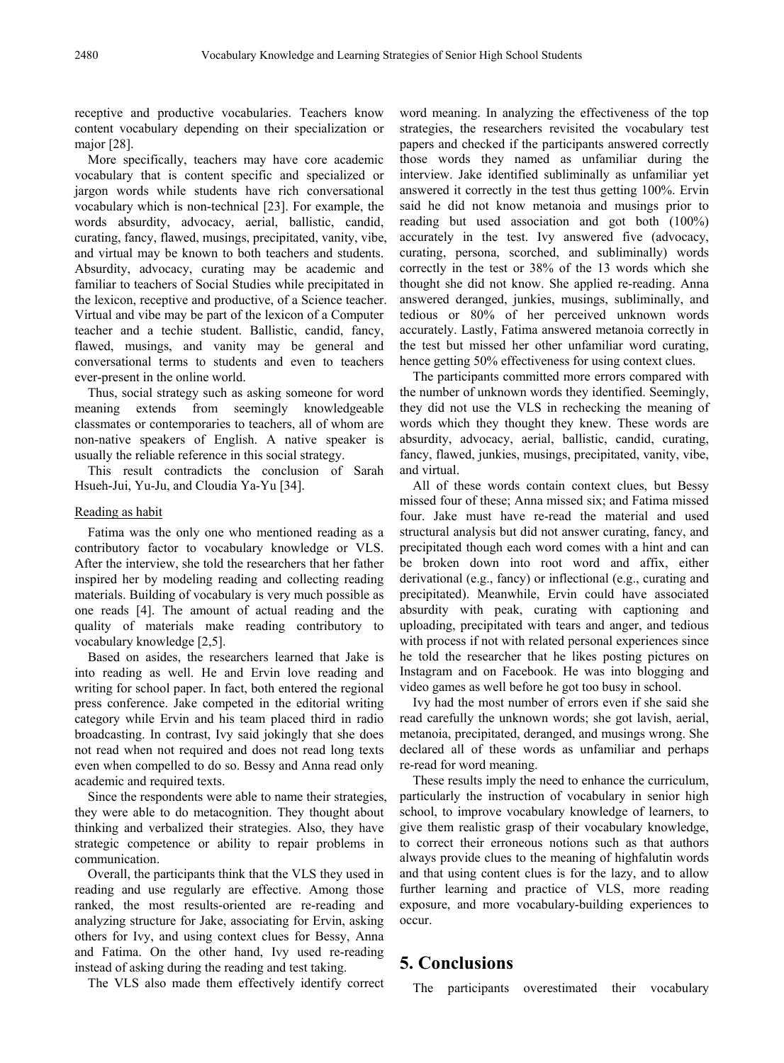receptive and productive vocabularies. Teachers know content vocabulary depending on their specialization or major [28].

More specifically, teachers may have core academic vocabulary that is content specific and specialized or jargon words while students have rich conversational vocabulary which is non-technical [23]. For example, the words absurdity, advocacy, aerial, ballistic, candid, curating, fancy, flawed, musings, precipitated, vanity, vibe, and virtual may be known to both teachers and students. Absurdity, advocacy, curating may be academic and familiar to teachers of Social Studies while precipitated in the lexicon, receptive and productive, of a Science teacher. Virtual and vibe may be part of the lexicon of a Computer teacher and a techie student. Ballistic, candid, fancy, flawed, musings, and vanity may be general and conversational terms to students and even to teachers ever-present in the online world.

Thus, social strategy such as asking someone for word meaning extends from seemingly knowledgeable classmates or contemporaries to teachers, all of whom are non-native speakers of English. A native speaker is usually the reliable reference in this social strategy.

This result contradicts the conclusion of Sarah Hsueh-Jui, Yu-Ju, and Cloudia Ya-Yu [34].

Reading as habit

Fatima was the only one who mentioned reading as a contributory factor to vocabulary knowledge or VLS. After the interview, she told the researchers that her father inspired her by modeling reading and collecting reading materials. Building of vocabulary is very much possible as one reads [4]. The amount of actual reading and the quality of materials make reading contributory to vocabulary knowledge [2,5].

Based on asides, the researchers learned that Jake is into reading as well. He and Ervin love reading and writing for school paper. In fact, both entered the regional press conference. Jake competed in the editorial writing category while Ervin and his team placed third in radio broadcasting. In contrast, Ivy said jokingly that she does not read when not required and does not read long texts even when compelled to do so. Bessy and Anna read only academic and required texts.

Since the respondents were able to name their strategies, they were able to do metacognition. They thought about thinking and verbalized their strategies. Also, they have strategic competence or ability to repair problems in communication.

Overall, the participants think that the VLS they used in reading and use regularly are effective. Among those ranked, the most results-oriented are re-reading and analyzing structure for Jake, associating for Ervin, asking others for Ivy, and using context clues for Bessy, Anna and Fatima. On the other hand, Ivy used re-reading instead of asking during the reading and test taking.

The VLS also made them effectively identify correct word meaning. In analyzing the effectiveness of the top strategies, the researchers revisited the vocabulary test papers and checked if the participants answered correctly those words they named as unfamiliar during the interview. Jake identified subliminally as unfamiliar yet answered it correctly in the test thus getting 100%. Ervin said he did not know metanoia and musings prior to reading but used association and got both (100%) accurately in the test. Ivy answered five (advocacy, curating, persona, scorched, and subliminally) words correctly in the test or 38% of the 13 words which she thought she did not know. She applied re-reading. Anna answered deranged, junkies, musings, subliminally, and tedious or 80% of her perceived unknown words accurately. Lastly, Fatima answered metanoia correctly in the test but missed her other unfamiliar word curating, hence getting 50% effectiveness for using context clues.

The participants committed more errors compared with the number of unknown words they identified. Seemingly, they did not use the VLS in rechecking the meaning of words which they thought they knew. These words are absurdity, advocacy, aerial, ballistic, candid, curating, fancy, flawed, junkies, musings, precipitated, vanity, vibe, and virtual.

All of these words contain context clues, but Bessy missed four of these; Anna missed six; and Fatima missed four. Jake must have re-read the material and used structural analysis but did not answer curating, fancy, and precipitated though each word comes with a hint and can be broken down into root word and affix, either derivational (e.g., fancy) or inflectional (e.g., curating and precipitated). Meanwhile, Ervin could have associated absurdity with peak, curating with captioning and uploading, precipitated with tears and anger, and tedious with process if not with related personal experiences since he told the researcher that he likes posting pictures on Instagram and on Facebook. He was into blogging and video games as well before he got too busy in school.

Ivy had the most number of errors even if she said she read carefully the unknown words; she got lavish, aerial, metanoia, precipitated, deranged, and musings wrong. She declared all of these words as unfamiliar and perhaps re-read for word meaning.

These results imply the need to enhance the curriculum, particularly the instruction of vocabulary in senior high school, to improve vocabulary knowledge of learners, to give them realistic grasp of their vocabulary knowledge, to correct their erroneous notions such as that authors always provide clues to the meaning of highfalutin words and that using content clues is for the lazy, and to allow further learning and practice of VLS, more reading exposure, and more vocabulary-building experiences to occur.

# 5. Conclusions

The participants overestimated their vocabulary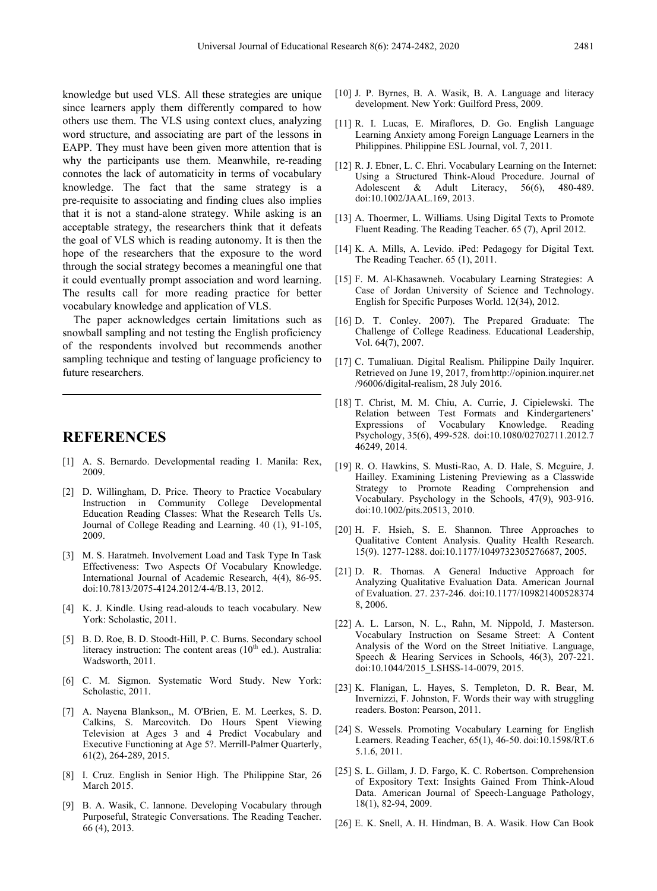knowledge but used VLS. All these strategies are unique since learners apply them differently compared to how others use them. The VLS using context clues, analyzing word structure, and associating are part of the lessons in EAPP. They must have been given more attention that is why the participants use them. Meanwhile, re-reading connotes the lack of automaticity in terms of vocabulary knowledge. The fact that the same strategy is a pre-requisite to associating and finding clues also implies that it is not a stand-alone strategy. While asking is an acceptable strategy, the researchers think that it defeats the goal of VLS which is reading autonomy. It is then the hope of the researchers that the exposure to the word through the social strategy becomes a meaningful one that it could eventually prompt association and word learning. The results call for more reading practice for better vocabulary knowledge and application of VLS.

The paper acknowledges certain limitations such as snowball sampling and not testing the English proficiency of the respondents involved but recommends another sampling technique and testing of language proficiency to future researchers.

---

# REFERENCES

[1] A. S. Bernardo. Developmental reading 1. Manila: Rex, 2009.

[2] D. Willingham, D. Price. Theory to Practice Vocabulary Instruction in Community College Developmental Education Reading Classes: What the Research Tells Us. Journal of College Reading and Learning. 40 (1), 91-105, 2009.

[3] M. S. Haratmeh. Involvement Load and Task Type In Task Effectiveness: Two Aspects Of Vocabulary Knowledge. International Journal of Academic Research, 4(4), 86-95. doi:10.7813/2075-4124.2012/4-4/B.13, 2012.

[4] K. J. Kindle. Using read-alouds to teach vocabulary. New York: Scholastic, 2011.

[5] B. D. Roe, B. D. Stoodt-Hill, P. C. Burns. Secondary school literacy instruction: The content areas (10th ed.). Australia: Wadsworth, 2011.

[6] C. M. Sigmon. Systematic Word Study. New York: Scholastic, 2011.

[7] A. Nayena Blankson,, M. O'Brien, E. M. Leerkes, S. D. Calkins, S. Marcovitch. Do Hours Spent Viewing Television at Ages 3 and 4 Predict Vocabulary and Executive Functioning at Age 5?. Merrill-Palmer Quarterly, 61(2), 264-289, 2015.

[8] I. Cruz. English in Senior High. The Philippine Star, 26 March 2015.

[9] B. A. Wasik, C. Iannone. Developing Vocabulary through Purposeful, Strategic Conversations. The Reading Teacher. 66 (4), 2013.

[10] J. P. Byrnes, B. A. Wasik, B. A. Language and literacy development. New York: Guilford Press, 2009.

[11] R. I. Lucas, E. Miraflores, D. Go. English Language Learning Anxiety among Foreign Language Learners in the Philippines. Philippine ESL Journal, vol. 7, 2011.

[12] R. J. Ebner, L. C. Ehri. Vocabulary Learning on the Internet: Using a Structured Think-Aloud Procedure. Journal of Adolescent & Adult Literacy, 56(6), 480-489. doi:10.1002/JAAL.169, 2013.

[13] A. Thoermer, L. Williams. Using Digital Texts to Promote Fluent Reading. The Reading Teacher. 65 (7), April 2012.

[14] K. A. Mills, A. Levido. iPed: Pedagogy for Digital Text. The Reading Teacher. 65 (1), 2011.

[15] F. M. Al-Khasawneh. Vocabulary Learning Strategies: A Case of Jordan University of Science and Technology. English for Specific Purposes World. 12(34), 2012.

[16] D. T. Conley. 2007). The Prepared Graduate: The Challenge of College Readiness. Educational Leadership, Vol. 64(7), 2007.

[17] C. Tumaliuan. Digital Realism. Philippine Daily Inquirer. Retrieved on June 19, 2017, from http://opinion.inquirer.net/96006/digital-realism, 28 July 2016.

[18] T. Christ, M. M. Chiu, A. Currie, J. Cipielewski. The Relation between Test Formats and Kindergarteners' Expressions of Vocabulary Knowledge. Reading Psychology, 35(6), 499-528. doi:10.1080/02702711.2012.746249, 2014.

[19] R. O. Hawkins, S. Musti-Rao, A. D. Hale, S. Mcguire, J. Hailley. Examining Listening Previewing as a Classwide Strategy to Promote Reading Comprehension and Vocabulary. Psychology in the Schools, 47(9), 903-916. doi:10.1002/pits.20513, 2010.

[20] H. F. Hsieh, S. E. Shannon. Three Approaches to Qualitative Content Analysis. Quality Health Research. 15(9). 1277-1288. doi:10.1177/1049732305276687, 2005.

[21] D. R. Thomas. A General Inductive Approach for Analyzing Qualitative Evaluation Data. American Journal of Evaluation. 27. 237-246. doi:10.1177/1098214005283748, 2006.

[22] A. L. Larson, N. L., Rahn, M. Nippold, J. Masterson. Vocabulary Instruction on Sesame Street: A Content Analysis of the Word on the Street Initiative. Language, Speech & Hearing Services in Schools, 46(3), 207-221. doi:10.1044/2015_LSHSS-14-0079, 2015.

[23] K. Flanigan, L. Hayes, S. Templeton, D. R. Bear, M. Invernizzi, F. Johnston, F. Words their way with struggling readers. Boston: Pearson, 2011.

[24] S. Wessels. Promoting Vocabulary Learning for English Learners. Reading Teacher, 65(1), 46-50. doi:10.1598/RT.65.1.6, 2011.

[25] S. L. Gillam, J. D. Fargo, K. C. Robertson. Comprehension of Expository Text: Insights Gained From Think-Aloud Data. American Journal of Speech-Language Pathology, 18(1), 82-94, 2009.

[26] E. K. Snell, A. H. Hindman, B. A. Wasik. How Can Book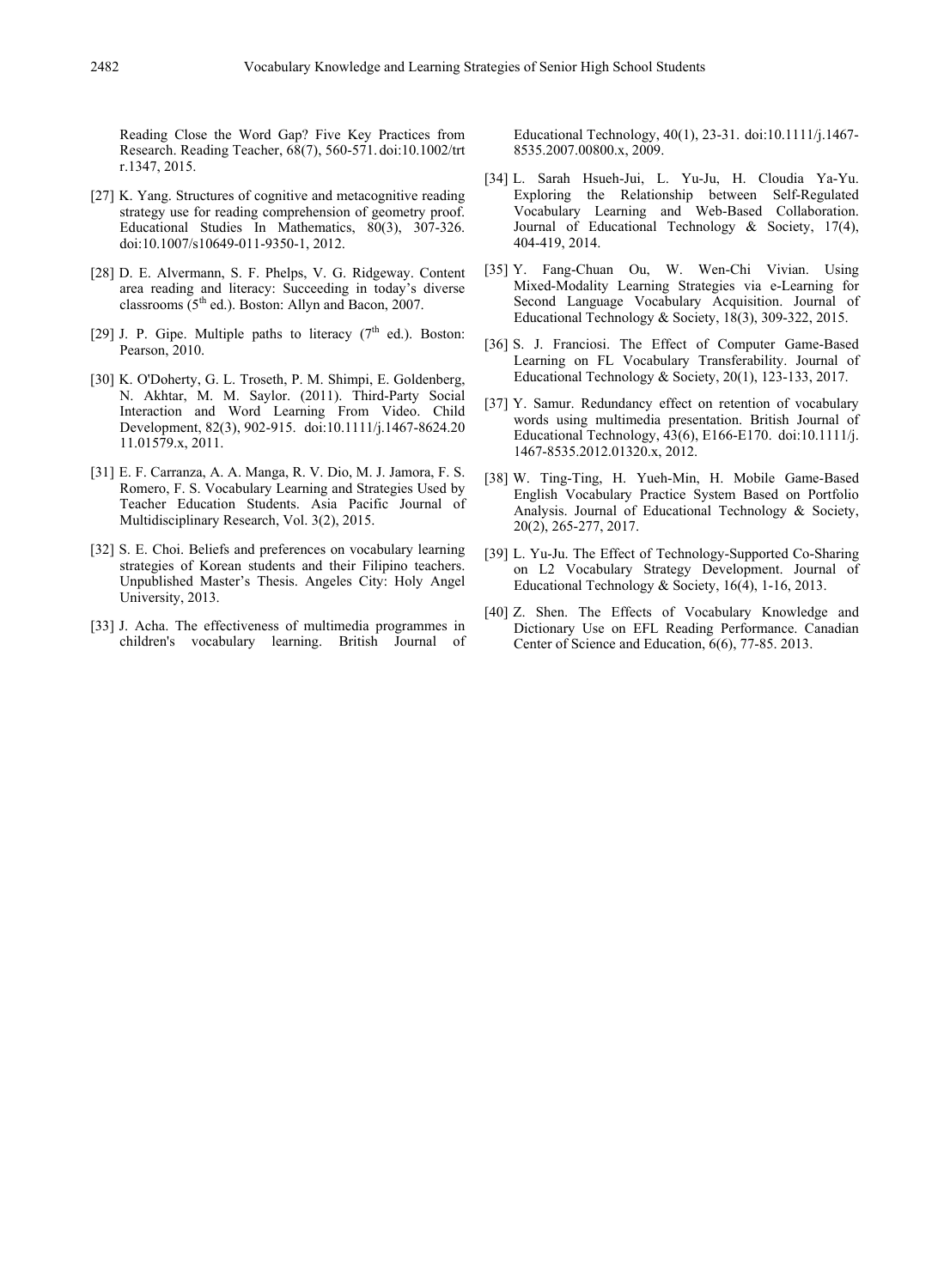Reading Close the Word Gap? Five Key Practices from Research. Reading Teacher, 68(7), 560-571. doi:10.1002/trtr.1347, 2015.

[27] K. Yang. Structures of cognitive and metacognitive reading strategy use for reading comprehension of geometry proof. Educational Studies In Mathematics, 80(3), 307-326. doi:10.1007/s10649-011-9350-1, 2012.

[28] D. E. Alvermann, S. F. Phelps, V. G. Ridgeway. Content area reading and literacy: Succeeding in today's diverse classrooms (5th ed.). Boston: Allyn and Bacon, 2007.

[29] J. P. Gipe. Multiple paths to literacy (7th ed.). Boston: Pearson, 2010.

[30] K. O'Doherty, G. L. Troseth, P. M. Shimpi, E. Goldenberg, N. Akhtar, M. M. Saylor. (2011). Third-Party Social Interaction and Word Learning From Video. Child Development, 82(3), 902-915. doi:10.1111/j.1467-8624.2011.01579.x, 2011.

[31] E. F. Carranza, A. A. Manga, R. V. Dio, M. J. Jamora, F. S. Romero, F. S. Vocabulary Learning and Strategies Used by Teacher Education Students. Asia Pacific Journal of Multidisciplinary Research, Vol. 3(2), 2015.

[32] S. E. Choi. Beliefs and preferences on vocabulary learning strategies of Korean students and their Filipino teachers. Unpublished Master's Thesis. Angeles City: Holy Angel University, 2013.

[33] J. Acha. The effectiveness of multimedia programmes in children's vocabulary learning. British Journal of Educational Technology, 40(1), 23-31. doi:10.1111/j.1467-8535.2007.00800.x, 2009.

[34] L. Sarah Hsueh-Jui, L. Yu-Ju, H. Cloudia Ya-Yu. Exploring the Relationship between Self-Regulated Vocabulary Learning and Web-Based Collaboration. Journal of Educational Technology & Society, 17(4), 404-419, 2014.

[35] Y. Fang-Chuan Ou, W. Wen-Chi Vivian. Using Mixed-Modality Learning Strategies via e-Learning for Second Language Vocabulary Acquisition. Journal of Educational Technology & Society, 18(3), 309-322, 2015.

[36] S. J. Franciosi. The Effect of Computer Game-Based Learning on FL Vocabulary Transferability. Journal of Educational Technology & Society, 20(1), 123-133, 2017.

[37] Y. Samur. Redundancy effect on retention of vocabulary words using multimedia presentation. British Journal of Educational Technology, 43(6), E166-E170. doi:10.1111/j.1467-8535.2012.01320.x, 2012.

[38] W. Ting-Ting, H. Yueh-Min, H. Mobile Game-Based English Vocabulary Practice System Based on Portfolio Analysis. Journal of Educational Technology & Society, 20(2), 265-277, 2017.

[39] L. Yu-Ju. The Effect of Technology-Supported Co-Sharing on L2 Vocabulary Strategy Development. Journal of Educational Technology & Society, 16(4), 1-16, 2013.

[40] Z. Shen. The Effects of Vocabulary Knowledge and Dictionary Use on EFL Reading Performance. Canadian Center of Science and Education, 6(6), 77-85. 2013.